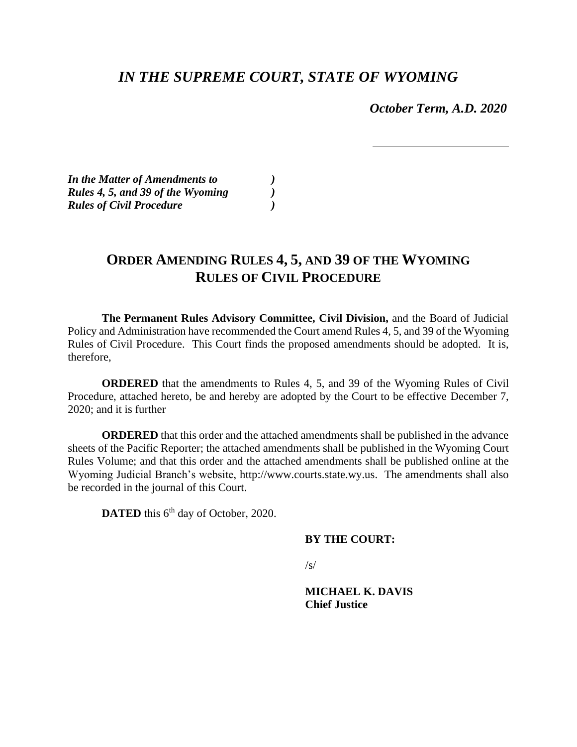# *IN THE SUPREME COURT, STATE OF WYOMING*

***October Term, A.D. 2020***

---

***In the Matter of Amendments to Rules 4, 5, and 39 of the Wyoming Rules of Civil Procedure*** )

## ORDER AMENDING RULES 4, 5, AND 39 OF THE WYOMING RULES OF CIVIL PROCEDURE

**The Permanent Rules Advisory Committee, Civil Division,** and the Board of Judicial Policy and Administration have recommended the Court amend Rules 4, 5, and 39 of the Wyoming Rules of Civil Procedure. This Court finds the proposed amendments should be adopted. It is, therefore,

**ORDERED** that the amendments to Rules 4, 5, and 39 of the Wyoming Rules of Civil Procedure, attached hereto, be and hereby are adopted by the Court to be effective December 7, 2020; and it is further

**ORDERED** that this order and the attached amendments shall be published in the advance sheets of the Pacific Reporter; the attached amendments shall be published in the Wyoming Court Rules Volume; and that this order and the attached amendments shall be published online at the Wyoming Judicial Branch's website, http://www.courts.state.wy.us. The amendments shall also be recorded in the journal of this Court.

**DATED** this 6th day of October, 2020.

**BY THE COURT:**

/s/

**MICHAEL K. DAVIS**
**Chief Justice**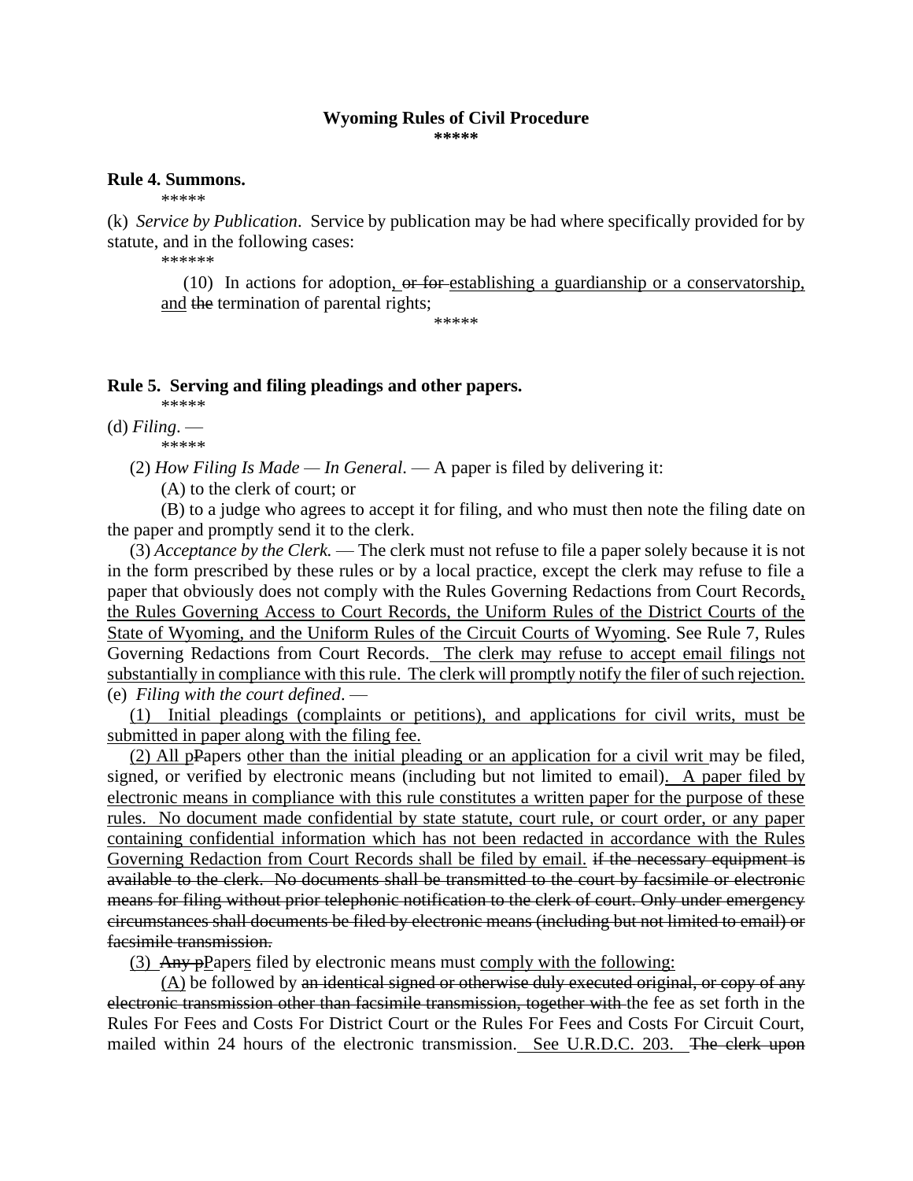**Wyoming Rules of Civil Procedure**
**\*\*\*\*\***

**Rule 4. Summons.**

\*\*\*\*\*

(k) *Service by Publication*. Service by publication may be had where specifically provided for by statute, and in the following cases:

\*\*\*\*\*\*

(10) In actions for adoption<u>,</u> ~~or for~~ <u>establishing a guardianship or a conservatorship, and</u> ~~the~~ termination of parental rights;

\*\*\*\*\*

**Rule 5. Serving and filing pleadings and other papers.**

\*\*\*\*\*

(d) *Filing*. —

\*\*\*\*\*

(2) *How Filing Is Made — In General*. — A paper is filed by delivering it:

(A) to the clerk of court; or

(B) to a judge who agrees to accept it for filing, and who must then note the filing date on the paper and promptly send it to the clerk.

(3) *Acceptance by the Clerk.* — The clerk must not refuse to file a paper solely because it is not in the form prescribed by these rules or by a local practice, except the clerk may refuse to file a paper that obviously does not comply with the Rules Governing Redactions from Court Records<u>, the Rules Governing Access to Court Records, the Uniform Rules of the District Courts of the State of Wyoming, and the Uniform Rules of the Circuit Courts of Wyoming</u>. See Rule 7, Rules Governing Redactions from Court Records. <u>The clerk may refuse to accept email filings not substantially in compliance with this rule. The clerk will promptly notify the filer of such rejection.</u>

(e) *Filing with the court defined*. —

<u>(1) Initial pleadings (complaints or petitions), and applications for civil writs, must be submitted in paper along with the filing fee.</u>

<u>(2) All p</u>~~P~~apers <u>other than the initial pleading or an application for a civil writ</u> may be filed, signed, or verified by electronic means (including but not limited to email)<u>. A paper filed by electronic means in compliance with this rule constitutes a written paper for the purpose of these rules. No document made confidential by state statute, court rule, or court order, or any paper containing confidential information which has not been redacted in accordance with the Rules Governing Redaction from Court Records shall be filed by email.</u> ~~if the necessary equipment is available to the clerk. No documents shall be transmitted to the court by facsimile or electronic means for filing without prior telephonic notification to the clerk of court. Only under emergency circumstances shall documents be filed by electronic means (including but not limited to email) or facsimile transmission.~~

<u>(3)</u> ~~Any p~~<u>P</u>aper<u>s</u> filed by electronic means must <u>comply with the following:</u>

<u>(A)</u> be followed by ~~an identical signed or otherwise duly executed original, or copy of any electronic transmission other than facsimile transmission, together with~~ the fee as set forth in the Rules For Fees and Costs For District Court or the Rules For Fees and Costs For Circuit Court, mailed within 24 hours of the electronic transmission.<u> See U.R.D.C. 203.</u> ~~The clerk upon~~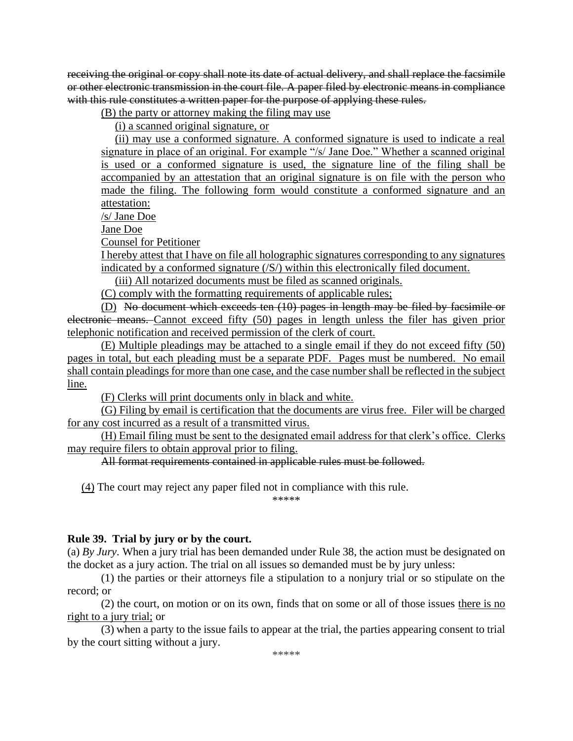~~receiving the original or copy shall note its date of actual delivery, and shall replace the facsimile or other electronic transmission in the court file. A paper filed by electronic means in compliance with this rule constitutes a written paper for the purpose of applying these rules.~~

<u>(B) the party or attorney making the filing may use</u>

<u>(i) a scanned original signature, or</u>

<u>(ii) may use a conformed signature. A conformed signature is used to indicate a real signature in place of an original. For example "/s/ Jane Doe." Whether a scanned original is used or a conformed signature is used, the signature line of the filing shall be accompanied by an attestation that an original signature is on file with the person who made the filing. The following form would constitute a conformed signature and an attestation:</u>

<u>/s/ Jane Doe</u>

<u>Jane Doe</u>

<u>Counsel for Petitioner</u>

<u>I hereby attest that I have on file all holographic signatures corresponding to any signatures indicated by a conformed signature (/S/) within this electronically filed document.</u>

<u>(iii) All notarized documents must be filed as scanned originals.</u>

<u>(C) comply with the formatting requirements of applicable rules;</u>

<u>(D)</u> ~~No document which exceeds ten (10) pages in length may be filed by facsimile or electronic means.~~ <u>Cannot exceed fifty (50) pages in length unless the filer has given prior telephonic notification and received permission of the clerk of court.</u>

<u>(E) Multiple pleadings may be attached to a single email if they do not exceed fifty (50) pages in total, but each pleading must be a separate PDF. Pages must be numbered. No email shall contain pleadings for more than one case, and the case number shall be reflected in the subject line.</u>

<u>(F) Clerks will print documents only in black and white.</u>

<u>(G) Filing by email is certification that the documents are virus free. Filer will be charged for any cost incurred as a result of a transmitted virus.</u>

<u>(H) Email filing must be sent to the designated email address for that clerk's office. Clerks may require filers to obtain approval prior to filing.</u>

~~All format requirements contained in applicable rules must be followed.~~

<u>(4)</u> The court may reject any paper filed not in compliance with this rule.

\*\*\*\*\*

**Rule 39. Trial by jury or by the court.**

(a) *By Jury*. When a jury trial has been demanded under Rule 38, the action must be designated on the docket as a jury action. The trial on all issues so demanded must be by jury unless:

(1) the parties or their attorneys file a stipulation to a nonjury trial or so stipulate on the record; or

(2) the court, on motion or on its own, finds that on some or all of those issues <u>there is no right to a jury trial;</u> or

(3) when a party to the issue fails to appear at the trial, the parties appearing consent to trial by the court sitting without a jury.

\*\*\*\*\*